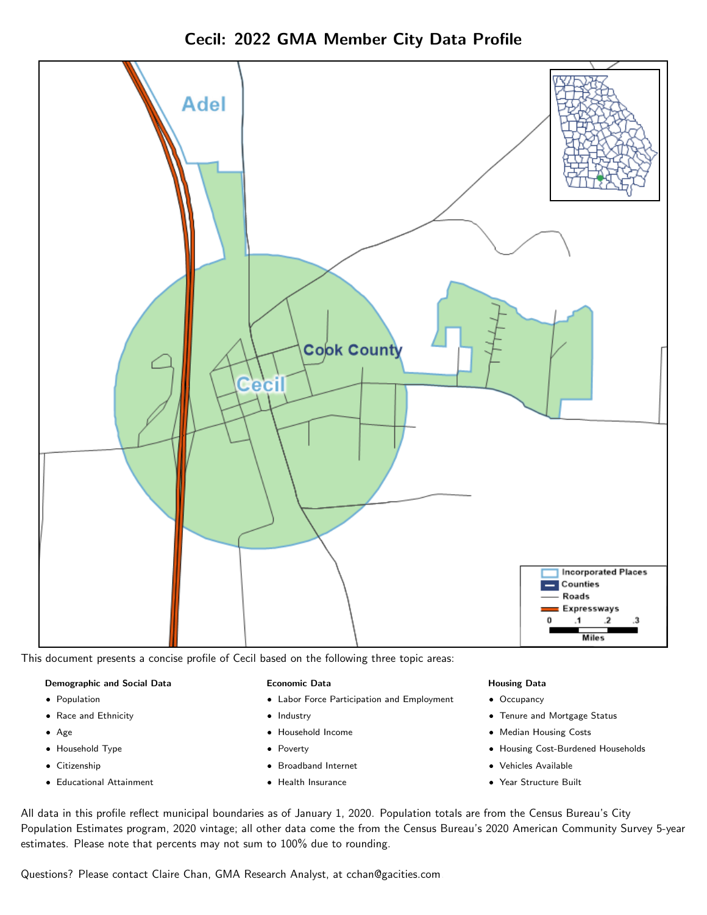# Cecil: 2022 GMA Member City Data Profile

This document presents a concise profile of Cecil based on the following three topic areas:

**Demographic and Social Data**

- Population
- Race and Ethnicity
- Age
- Household Type
- Citizenship
- Educational Attainment

**Economic Data**

- Labor Force Participation and Employment
- Industry
- Household Income
- Poverty
- Broadband Internet
- Health Insurance

**Housing Data**

- Occupancy
- Tenure and Mortgage Status
- Median Housing Costs
- Housing Cost-Burdened Households
- Vehicles Available
- Year Structure Built

All data in this profile reflect municipal boundaries as of January 1, 2020. Population totals are from the Census Bureau's City Population Estimates program, 2020 vintage; all other data come the from the Census Bureau's 2020 American Community Survey 5-year estimates. Please note that percents may not sum to 100% due to rounding.

Questions? Please contact Claire Chan, GMA Research Analyst, at cchan@gacities.com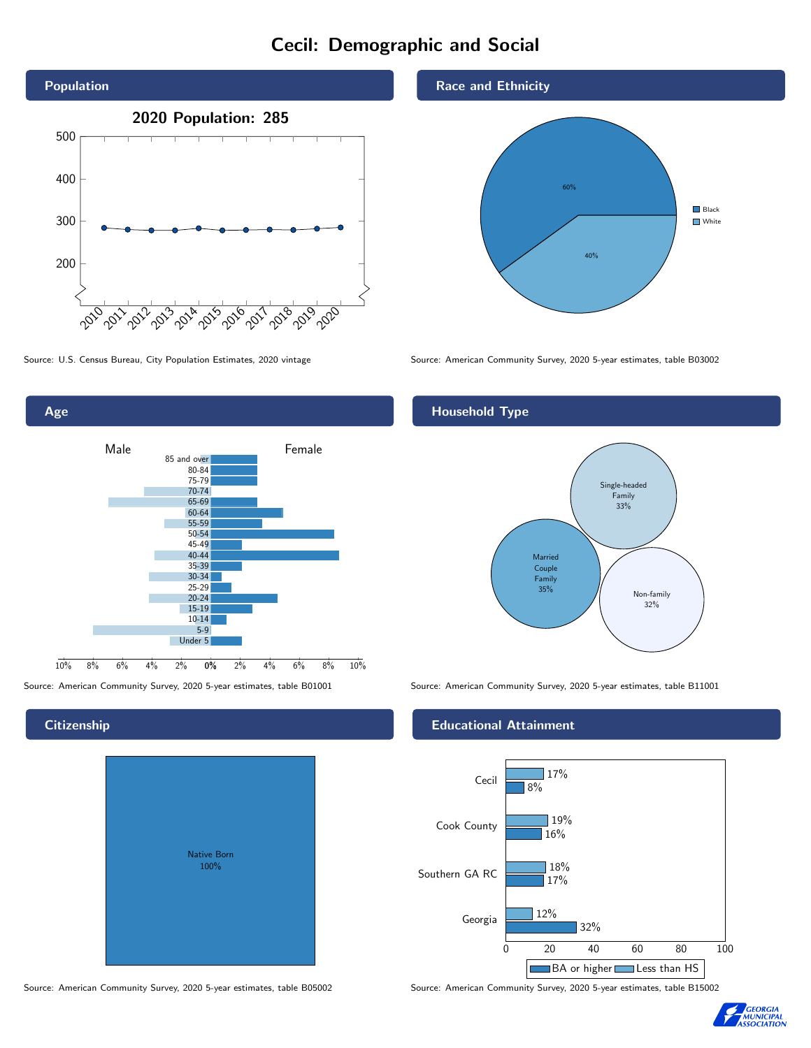# Cecil: Demographic and Social

## Population

2020 Population: 285

Source: U.S. Census Bureau, City Population Estimates, 2020 vintage

## Race and Ethnicity

| Race | Percent |
|---|---|
| Black | 60% |
| White | 40% |

Source: American Community Survey, 2020 5-year estimates, table B03002

## Age

Source: American Community Survey, 2020 5-year estimates, table B01001

## Household Type

| Household Type | Percent |
|---|---|
| Married Couple Family | 35% |
| Single-headed Family | 33% |
| Non-family | 32% |

Source: American Community Survey, 2020 5-year estimates, table B11001

## Citizenship

| Citizenship | Percent |
|---|---|
| Native Born | 100% |

Source: American Community Survey, 2020 5-year estimates, table B05002

## Educational Attainment

| Area | Less than HS | BA or higher |
|---|---|---|
| Cecil | 17% | 8% |
| Cook County | 19% | 16% |
| Southern GA RC | 18% | 17% |
| Georgia | 12% | 32% |

Source: American Community Survey, 2020 5-year estimates, table B15002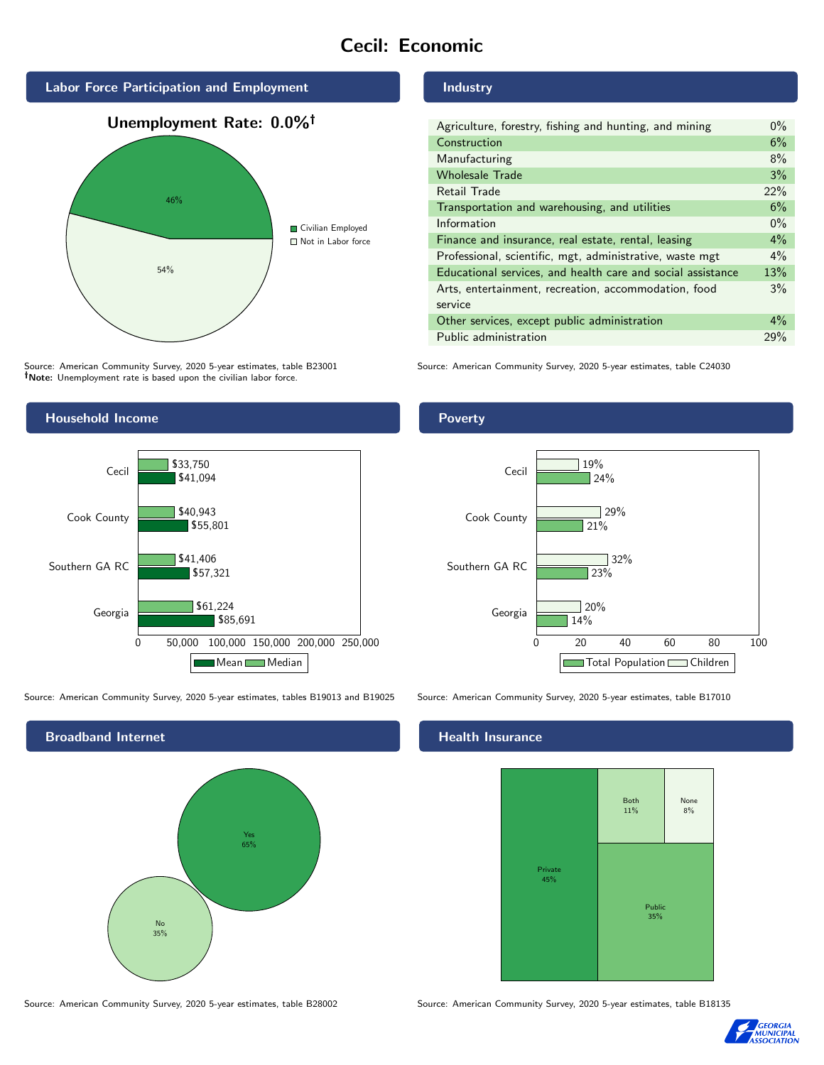# Cecil: Economic

## Labor Force Participation and Employment

**Unemployment Rate: 0.0%†**

| Category | Percent |
|---|---|
| Civilian Employed | 46% |
| Not in Labor force | 54% |

Source: American Community Survey, 2020 5-year estimates, table B23001
†**Note:** Unemployment rate is based upon the civilian labor force.

## Industry

| Industry | Percent |
|---|---|
| Agriculture, forestry, fishing and hunting, and mining | 0% |
| Construction | 6% |
| Manufacturing | 8% |
| Wholesale Trade | 3% |
| Retail Trade | 22% |
| Transportation and warehousing, and utilities | 6% |
| Information | 0% |
| Finance and insurance, real estate, rental, leasing | 4% |
| Professional, scientific, mgt, administrative, waste mgt | 4% |
| Educational services, and health care and social assistance | 13% |
| Arts, entertainment, recreation, accommodation, food service | 3% |
| Other services, except public administration | 4% |
| Public administration | 29% |

Source: American Community Survey, 2020 5-year estimates, table C24030

## Household Income

| Place | Median | Mean |
|---|---|---|
| Cecil | $33,750 | $41,094 |
| Cook County | $40,943 | $55,801 |
| Southern GA RC | $41,406 | $57,321 |
| Georgia | $61,224 | $85,691 |

Source: American Community Survey, 2020 5-year estimates, tables B19013 and B19025

## Poverty

| Place | Children | Total Population |
|---|---|---|
| Cecil | 19% | 24% |
| Cook County | 29% | 21% |
| Southern GA RC | 32% | 23% |
| Georgia | 20% | 14% |

Source: American Community Survey, 2020 5-year estimates, table B17010

## Broadband Internet

| Response | Percent |
|---|---|
| Yes | 65% |
| No | 35% |

Source: American Community Survey, 2020 5-year estimates, table B28002

## Health Insurance

| Type | Percent |
|---|---|
| Private | 45% |
| Public | 35% |
| Both | 11% |
| None | 8% |

Source: American Community Survey, 2020 5-year estimates, table B18135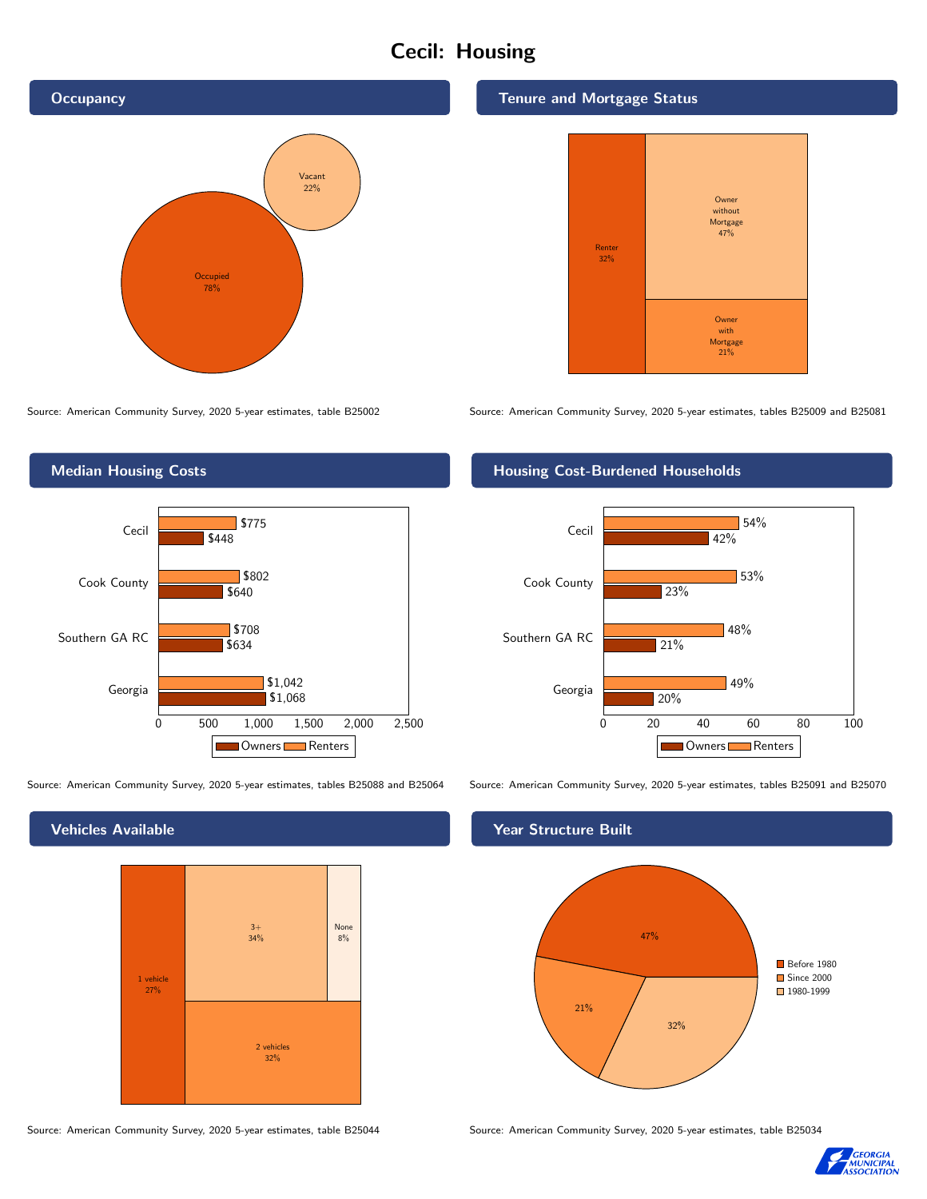# Cecil: Housing

## Occupancy

Vacant
22%

Occupied
78%

Source: American Community Survey, 2020 5-year estimates, table B25002

## Tenure and Mortgage Status

Renter
32%

Owner without Mortgage
47%

Owner with Mortgage
21%

Source: American Community Survey, 2020 5-year estimates, tables B25009 and B25081

## Median Housing Costs

Cecil: $775, $448

Cook County: $802, $640

Southern GA RC: $708, $634

Georgia: $1,042, $1,068

0, 500, 1,000, 1,500, 2,000, 2,500

Owners, Renters

Source: American Community Survey, 2020 5-year estimates, tables B25088 and B25064

## Housing Cost-Burdened Households

Cecil: 54%, 42%

Cook County: 53%, 23%

Southern GA RC: 48%, 21%

Georgia: 49%, 20%

0, 20, 40, 60, 80, 100

Owners, Renters

Source: American Community Survey, 2020 5-year estimates, tables B25091 and B25070

## Vehicles Available

1 vehicle
27%

3+
34%

None
8%

2 vehicles
32%

Source: American Community Survey, 2020 5-year estimates, table B25044

## Year Structure Built

47%

21%

32%

Before 1980
Since 2000
1980-1999

Source: American Community Survey, 2020 5-year estimates, table B25034